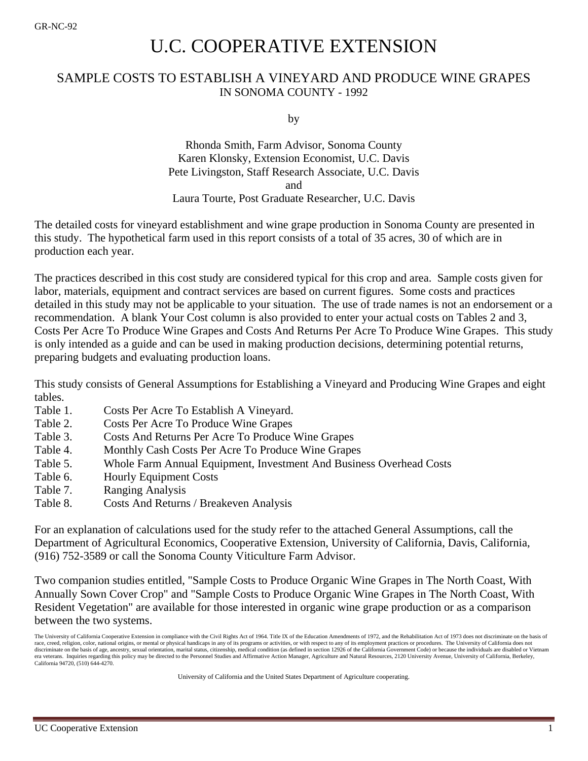GR-NC-92

# U.C. COOPERATIVE EXTENSION

## SAMPLE COSTS TO ESTABLISH A VINEYARD AND PRODUCE WINE GRAPES
IN SONOMA COUNTY - 1992

by

Rhonda Smith, Farm Advisor, Sonoma County
Karen Klonsky, Extension Economist, U.C. Davis
Pete Livingston, Staff Research Associate, U.C. Davis
and
Laura Tourte, Post Graduate Researcher, U.C. Davis

The detailed costs for vineyard establishment and wine grape production in Sonoma County are presented in this study. The hypothetical farm used in this report consists of a total of 35 acres, 30 of which are in production each year.

The practices described in this cost study are considered typical for this crop and area. Sample costs given for labor, materials, equipment and contract services are based on current figures. Some costs and practices detailed in this study may not be applicable to your situation. The use of trade names is not an endorsement or a recommendation. A blank Your Cost column is also provided to enter your actual costs on Tables 2 and 3, Costs Per Acre To Produce Wine Grapes and Costs And Returns Per Acre To Produce Wine Grapes. This study is only intended as a guide and can be used in making production decisions, determining potential returns, preparing budgets and evaluating production loans.

This study consists of General Assumptions for Establishing a Vineyard and Producing Wine Grapes and eight tables.

- Table 1. Costs Per Acre To Establish A Vineyard.
- Table 2. Costs Per Acre To Produce Wine Grapes
- Table 3. Costs And Returns Per Acre To Produce Wine Grapes
- Table 4. Monthly Cash Costs Per Acre To Produce Wine Grapes
- Table 5. Whole Farm Annual Equipment, Investment And Business Overhead Costs
- Table 6. Hourly Equipment Costs
- Table 7. Ranging Analysis
- Table 8. Costs And Returns / Breakeven Analysis

For an explanation of calculations used for the study refer to the attached General Assumptions, call the Department of Agricultural Economics, Cooperative Extension, University of California, Davis, California, (916) 752-3589 or call the Sonoma County Viticulture Farm Advisor.

Two companion studies entitled, "Sample Costs to Produce Organic Wine Grapes in The North Coast, With Annually Sown Cover Crop" and "Sample Costs to Produce Organic Wine Grapes in The North Coast, With Resident Vegetation" are available for those interested in organic wine grape production or as a comparison between the two systems.

The University of California Cooperative Extension in compliance with the Civil Rights Act of 1964. Title IX of the Education Amendments of 1972, and the Rehabilitation Act of 1973 does not discriminate on the basis of race, creed, religion, color, national origins, or mental or physical handicaps in any of its programs or activities, or with respect to any of its employment practices or procedures. The University of California does not discriminate on the basis of age, ancestry, sexual orientation, marital status, citizenship, medical condition (as defined in section 12926 of the California Government Code) or because the individuals are disabled or Vietnam era veterans. Inquiries regarding this policy may be directed to the Personnel Studies and Affirmative Action Manager, Agriculture and Natural Resources, 2120 University Avenue, University of California, Berkeley, California 94720, (510) 644-4270.

University of California and the United States Department of Agriculture cooperating.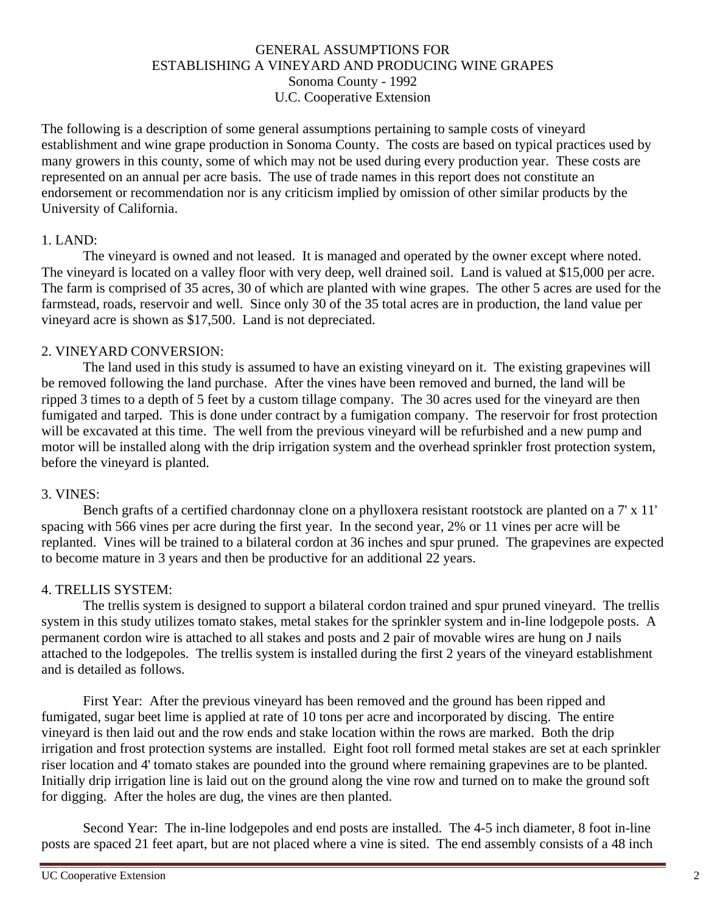# GENERAL ASSUMPTIONS FOR ESTABLISHING A VINEYARD AND PRODUCING WINE GRAPES
## Sonoma County - 1992
## U.C. Cooperative Extension

The following is a description of some general assumptions pertaining to sample costs of vineyard establishment and wine grape production in Sonoma County. The costs are based on typical practices used by many growers in this county, some of which may not be used during every production year. These costs are represented on an annual per acre basis. The use of trade names in this report does not constitute an endorsement or recommendation nor is any criticism implied by omission of other similar products by the University of California.

### 1. LAND:

The vineyard is owned and not leased. It is managed and operated by the owner except where noted. The vineyard is located on a valley floor with very deep, well drained soil. Land is valued at $15,000 per acre. The farm is comprised of 35 acres, 30 of which are planted with wine grapes. The other 5 acres are used for the farmstead, roads, reservoir and well. Since only 30 of the 35 total acres are in production, the land value per vineyard acre is shown as $17,500. Land is not depreciated.

### 2. VINEYARD CONVERSION:

The land used in this study is assumed to have an existing vineyard on it. The existing grapevines will be removed following the land purchase. After the vines have been removed and burned, the land will be ripped 3 times to a depth of 5 feet by a custom tillage company. The 30 acres used for the vineyard are then fumigated and tarped. This is done under contract by a fumigation company. The reservoir for frost protection will be excavated at this time. The well from the previous vineyard will be refurbished and a new pump and motor will be installed along with the drip irrigation system and the overhead sprinkler frost protection system, before the vineyard is planted.

### 3. VINES:

Bench grafts of a certified chardonnay clone on a phylloxera resistant rootstock are planted on a 7' x 11' spacing with 566 vines per acre during the first year. In the second year, 2% or 11 vines per acre will be replanted. Vines will be trained to a bilateral cordon at 36 inches and spur pruned. The grapevines are expected to become mature in 3 years and then be productive for an additional 22 years.

### 4. TRELLIS SYSTEM:

The trellis system is designed to support a bilateral cordon trained and spur pruned vineyard. The trellis system in this study utilizes tomato stakes, metal stakes for the sprinkler system and in-line lodgepole posts. A permanent cordon wire is attached to all stakes and posts and 2 pair of movable wires are hung on J nails attached to the lodgepoles. The trellis system is installed during the first 2 years of the vineyard establishment and is detailed as follows.

First Year: After the previous vineyard has been removed and the ground has been ripped and fumigated, sugar beet lime is applied at rate of 10 tons per acre and incorporated by discing. The entire vineyard is then laid out and the row ends and stake location within the rows are marked. Both the drip irrigation and frost protection systems are installed. Eight foot roll formed metal stakes are set at each sprinkler riser location and 4' tomato stakes are pounded into the ground where remaining grapevines are to be planted. Initially drip irrigation line is laid out on the ground along the vine row and turned on to make the ground soft for digging. After the holes are dug, the vines are then planted.

Second Year: The in-line lodgepoles and end posts are installed. The 4-5 inch diameter, 8 foot in-line posts are spaced 21 feet apart, but are not placed where a vine is sited. The end assembly consists of a 48 inch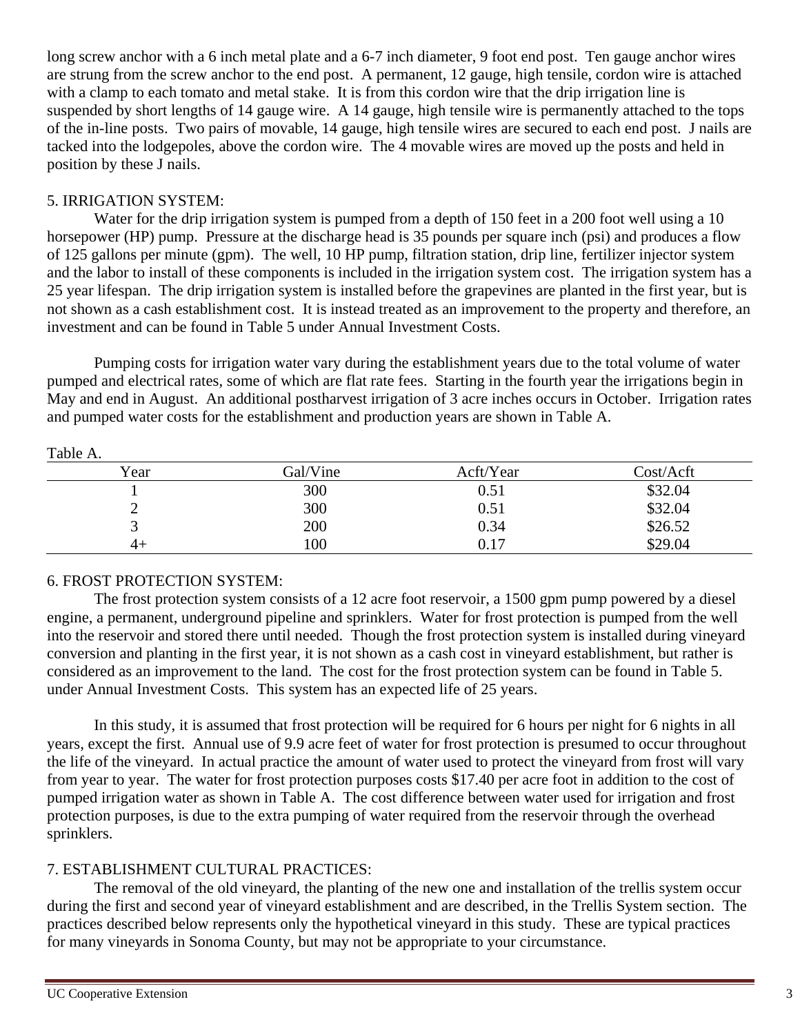long screw anchor with a 6 inch metal plate and a 6-7 inch diameter, 9 foot end post. Ten gauge anchor wires are strung from the screw anchor to the end post. A permanent, 12 gauge, high tensile, cordon wire is attached with a clamp to each tomato and metal stake. It is from this cordon wire that the drip irrigation line is suspended by short lengths of 14 gauge wire. A 14 gauge, high tensile wire is permanently attached to the tops of the in-line posts. Two pairs of movable, 14 gauge, high tensile wires are secured to each end post. J nails are tacked into the lodgepoles, above the cordon wire. The 4 movable wires are moved up the posts and held in position by these J nails.

## 5. IRRIGATION SYSTEM:

Water for the drip irrigation system is pumped from a depth of 150 feet in a 200 foot well using a 10 horsepower (HP) pump. Pressure at the discharge head is 35 pounds per square inch (psi) and produces a flow of 125 gallons per minute (gpm). The well, 10 HP pump, filtration station, drip line, fertilizer injector system and the labor to install of these components is included in the irrigation system cost. The irrigation system has a 25 year lifespan. The drip irrigation system is installed before the grapevines are planted in the first year, but is not shown as a cash establishment cost. It is instead treated as an improvement to the property and therefore, an investment and can be found in Table 5 under Annual Investment Costs.

Pumping costs for irrigation water vary during the establishment years due to the total volume of water pumped and electrical rates, some of which are flat rate fees. Starting in the fourth year the irrigations begin in May and end in August. An additional postharvest irrigation of 3 acre inches occurs in October. Irrigation rates and pumped water costs for the establishment and production years are shown in Table A.

Table A.

| Year | Gal/Vine | Acft/Year | Cost/Acft |
|---|---|---|---|
| 1 | 300 | 0.51 | $32.04 |
| 2 | 300 | 0.51 | $32.04 |
| 3 | 200 | 0.34 | $26.52 |
| 4+ | 100 | 0.17 | $29.04 |

## 6. FROST PROTECTION SYSTEM:

The frost protection system consists of a 12 acre foot reservoir, a 1500 gpm pump powered by a diesel engine, a permanent, underground pipeline and sprinklers. Water for frost protection is pumped from the well into the reservoir and stored there until needed. Though the frost protection system is installed during vineyard conversion and planting in the first year, it is not shown as a cash cost in vineyard establishment, but rather is considered as an improvement to the land. The cost for the frost protection system can be found in Table 5. under Annual Investment Costs. This system has an expected life of 25 years.

In this study, it is assumed that frost protection will be required for 6 hours per night for 6 nights in all years, except the first. Annual use of 9.9 acre feet of water for frost protection is presumed to occur throughout the life of the vineyard. In actual practice the amount of water used to protect the vineyard from frost will vary from year to year. The water for frost protection purposes costs $17.40 per acre foot in addition to the cost of pumped irrigation water as shown in Table A. The cost difference between water used for irrigation and frost protection purposes, is due to the extra pumping of water required from the reservoir through the overhead sprinklers.

## 7. ESTABLISHMENT CULTURAL PRACTICES:

The removal of the old vineyard, the planting of the new one and installation of the trellis system occur during the first and second year of vineyard establishment and are described, in the Trellis System section. The practices described below represents only the hypothetical vineyard in this study. These are typical practices for many vineyards in Sonoma County, but may not be appropriate to your circumstance.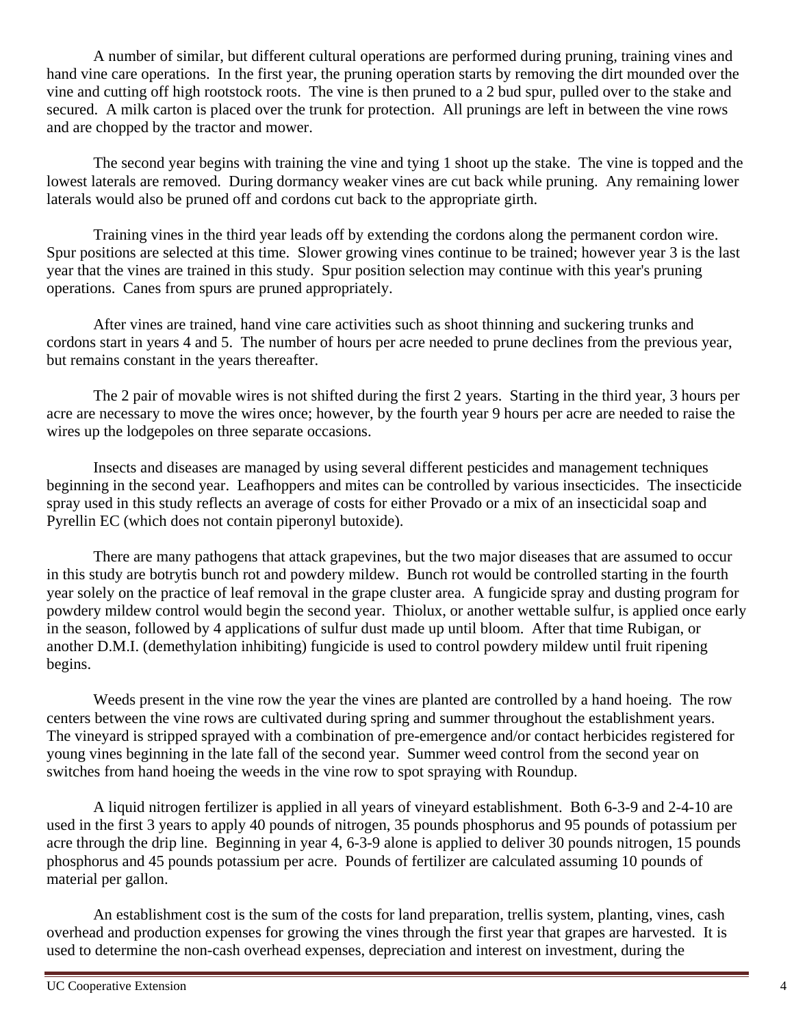A number of similar, but different cultural operations are performed during pruning, training vines and hand vine care operations. In the first year, the pruning operation starts by removing the dirt mounded over the vine and cutting off high rootstock roots. The vine is then pruned to a 2 bud spur, pulled over to the stake and secured. A milk carton is placed over the trunk for protection. All prunings are left in between the vine rows and are chopped by the tractor and mower.

The second year begins with training the vine and tying 1 shoot up the stake. The vine is topped and the lowest laterals are removed. During dormancy weaker vines are cut back while pruning. Any remaining lower laterals would also be pruned off and cordons cut back to the appropriate girth.

Training vines in the third year leads off by extending the cordons along the permanent cordon wire. Spur positions are selected at this time. Slower growing vines continue to be trained; however year 3 is the last year that the vines are trained in this study. Spur position selection may continue with this year's pruning operations. Canes from spurs are pruned appropriately.

After vines are trained, hand vine care activities such as shoot thinning and suckering trunks and cordons start in years 4 and 5. The number of hours per acre needed to prune declines from the previous year, but remains constant in the years thereafter.

The 2 pair of movable wires is not shifted during the first 2 years. Starting in the third year, 3 hours per acre are necessary to move the wires once; however, by the fourth year 9 hours per acre are needed to raise the wires up the lodgepoles on three separate occasions.

Insects and diseases are managed by using several different pesticides and management techniques beginning in the second year. Leafhoppers and mites can be controlled by various insecticides. The insecticide spray used in this study reflects an average of costs for either Provado or a mix of an insecticidal soap and Pyrellin EC (which does not contain piperonyl butoxide).

There are many pathogens that attack grapevines, but the two major diseases that are assumed to occur in this study are botrytis bunch rot and powdery mildew. Bunch rot would be controlled starting in the fourth year solely on the practice of leaf removal in the grape cluster area. A fungicide spray and dusting program for powdery mildew control would begin the second year. Thiolux, or another wettable sulfur, is applied once early in the season, followed by 4 applications of sulfur dust made up until bloom. After that time Rubigan, or another D.M.I. (demethylation inhibiting) fungicide is used to control powdery mildew until fruit ripening begins.

Weeds present in the vine row the year the vines are planted are controlled by a hand hoeing. The row centers between the vine rows are cultivated during spring and summer throughout the establishment years. The vineyard is stripped sprayed with a combination of pre-emergence and/or contact herbicides registered for young vines beginning in the late fall of the second year. Summer weed control from the second year on switches from hand hoeing the weeds in the vine row to spot spraying with Roundup.

A liquid nitrogen fertilizer is applied in all years of vineyard establishment. Both 6-3-9 and 2-4-10 are used in the first 3 years to apply 40 pounds of nitrogen, 35 pounds phosphorus and 95 pounds of potassium per acre through the drip line. Beginning in year 4, 6-3-9 alone is applied to deliver 30 pounds nitrogen, 15 pounds phosphorus and 45 pounds potassium per acre. Pounds of fertilizer are calculated assuming 10 pounds of material per gallon.

An establishment cost is the sum of the costs for land preparation, trellis system, planting, vines, cash overhead and production expenses for growing the vines through the first year that grapes are harvested. It is used to determine the non-cash overhead expenses, depreciation and interest on investment, during the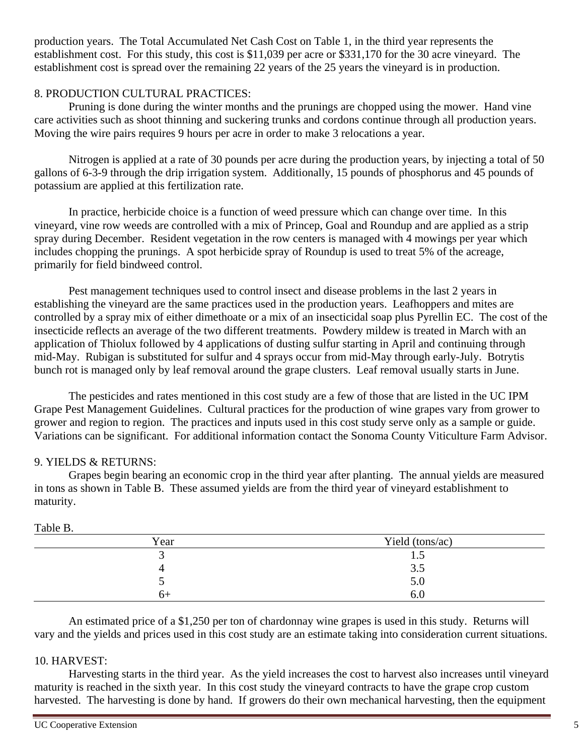production years. The Total Accumulated Net Cash Cost on Table 1, in the third year represents the establishment cost. For this study, this cost is $11,039 per acre or $331,170 for the 30 acre vineyard. The establishment cost is spread over the remaining 22 years of the 25 years the vineyard is in production.

## 8. PRODUCTION CULTURAL PRACTICES:

Pruning is done during the winter months and the prunings are chopped using the mower. Hand vine care activities such as shoot thinning and suckering trunks and cordons continue through all production years. Moving the wire pairs requires 9 hours per acre in order to make 3 relocations a year.

Nitrogen is applied at a rate of 30 pounds per acre during the production years, by injecting a total of 50 gallons of 6-3-9 through the drip irrigation system. Additionally, 15 pounds of phosphorus and 45 pounds of potassium are applied at this fertilization rate.

In practice, herbicide choice is a function of weed pressure which can change over time. In this vineyard, vine row weeds are controlled with a mix of Princep, Goal and Roundup and are applied as a strip spray during December. Resident vegetation in the row centers is managed with 4 mowings per year which includes chopping the prunings. A spot herbicide spray of Roundup is used to treat 5% of the acreage, primarily for field bindweed control.

Pest management techniques used to control insect and disease problems in the last 2 years in establishing the vineyard are the same practices used in the production years. Leafhoppers and mites are controlled by a spray mix of either dimethoate or a mix of an insecticidal soap plus Pyrellin EC. The cost of the insecticide reflects an average of the two different treatments. Powdery mildew is treated in March with an application of Thiolux followed by 4 applications of dusting sulfur starting in April and continuing through mid-May. Rubigan is substituted for sulfur and 4 sprays occur from mid-May through early-July. Botrytis bunch rot is managed only by leaf removal around the grape clusters. Leaf removal usually starts in June.

The pesticides and rates mentioned in this cost study are a few of those that are listed in the UC IPM Grape Pest Management Guidelines. Cultural practices for the production of wine grapes vary from grower to grower and region to region. The practices and inputs used in this cost study serve only as a sample or guide. Variations can be significant. For additional information contact the Sonoma County Viticulture Farm Advisor.

## 9. YIELDS & RETURNS:

Grapes begin bearing an economic crop in the third year after planting. The annual yields are measured in tons as shown in Table B. These assumed yields are from the third year of vineyard establishment to maturity.

Table B.

| Year | Yield (tons/ac) |
|---|---|
| 3 | 1.5 |
| 4 | 3.5 |
| 5 | 5.0 |
| 6+ | 6.0 |

An estimated price of a $1,250 per ton of chardonnay wine grapes is used in this study. Returns will vary and the yields and prices used in this cost study are an estimate taking into consideration current situations.

## 10. HARVEST:

Harvesting starts in the third year. As the yield increases the cost to harvest also increases until vineyard maturity is reached in the sixth year. In this cost study the vineyard contracts to have the grape crop custom harvested. The harvesting is done by hand. If growers do their own mechanical harvesting, then the equipment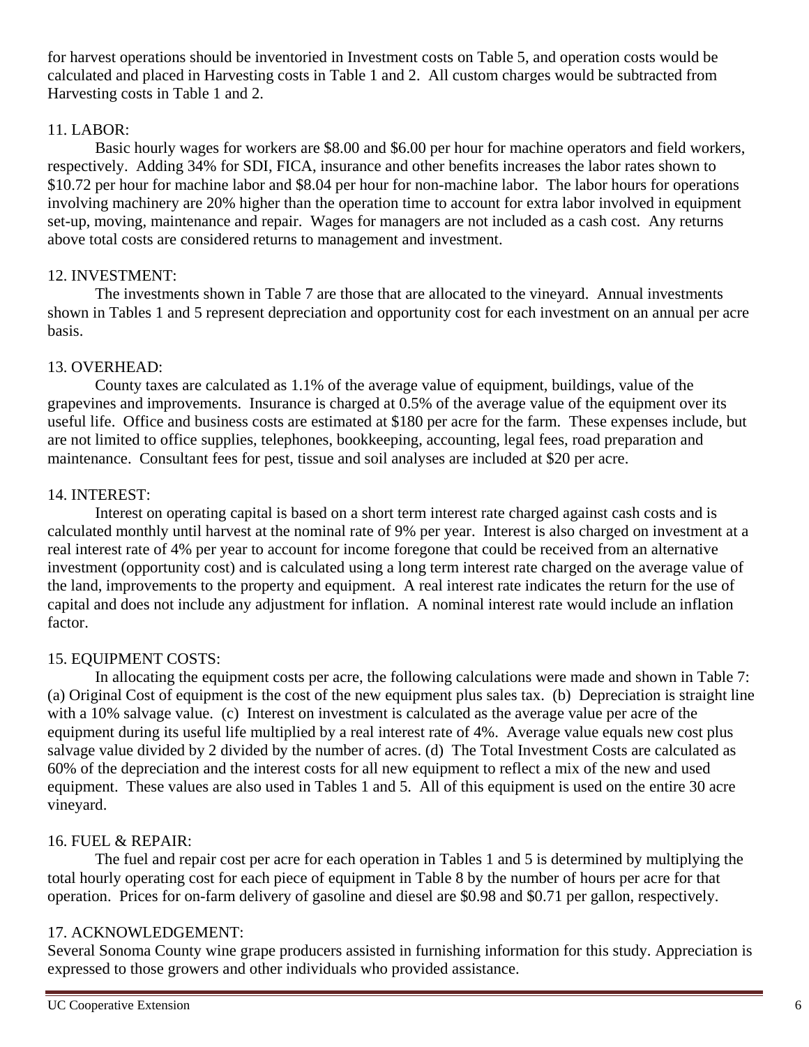for harvest operations should be inventoried in Investment costs on Table 5, and operation costs would be calculated and placed in Harvesting costs in Table 1 and 2. All custom charges would be subtracted from Harvesting costs in Table 1 and 2.

## 11. LABOR:

Basic hourly wages for workers are $8.00 and $6.00 per hour for machine operators and field workers, respectively. Adding 34% for SDI, FICA, insurance and other benefits increases the labor rates shown to $10.72 per hour for machine labor and $8.04 per hour for non-machine labor. The labor hours for operations involving machinery are 20% higher than the operation time to account for extra labor involved in equipment set-up, moving, maintenance and repair. Wages for managers are not included as a cash cost. Any returns above total costs are considered returns to management and investment.

## 12. INVESTMENT:

The investments shown in Table 7 are those that are allocated to the vineyard. Annual investments shown in Tables 1 and 5 represent depreciation and opportunity cost for each investment on an annual per acre basis.

## 13. OVERHEAD:

County taxes are calculated as 1.1% of the average value of equipment, buildings, value of the grapevines and improvements. Insurance is charged at 0.5% of the average value of the equipment over its useful life. Office and business costs are estimated at $180 per acre for the farm. These expenses include, but are not limited to office supplies, telephones, bookkeeping, accounting, legal fees, road preparation and maintenance. Consultant fees for pest, tissue and soil analyses are included at $20 per acre.

## 14. INTEREST:

Interest on operating capital is based on a short term interest rate charged against cash costs and is calculated monthly until harvest at the nominal rate of 9% per year. Interest is also charged on investment at a real interest rate of 4% per year to account for income foregone that could be received from an alternative investment (opportunity cost) and is calculated using a long term interest rate charged on the average value of the land, improvements to the property and equipment. A real interest rate indicates the return for the use of capital and does not include any adjustment for inflation. A nominal interest rate would include an inflation factor.

## 15. EQUIPMENT COSTS:

In allocating the equipment costs per acre, the following calculations were made and shown in Table 7: (a) Original Cost of equipment is the cost of the new equipment plus sales tax. (b) Depreciation is straight line with a 10% salvage value. (c) Interest on investment is calculated as the average value per acre of the equipment during its useful life multiplied by a real interest rate of 4%. Average value equals new cost plus salvage value divided by 2 divided by the number of acres. (d) The Total Investment Costs are calculated as 60% of the depreciation and the interest costs for all new equipment to reflect a mix of the new and used equipment. These values are also used in Tables 1 and 5. All of this equipment is used on the entire 30 acre vineyard.

## 16. FUEL & REPAIR:

The fuel and repair cost per acre for each operation in Tables 1 and 5 is determined by multiplying the total hourly operating cost for each piece of equipment in Table 8 by the number of hours per acre for that operation. Prices for on-farm delivery of gasoline and diesel are $0.98 and $0.71 per gallon, respectively.

## 17. ACKNOWLEDGEMENT:

Several Sonoma County wine grape producers assisted in furnishing information for this study. Appreciation is expressed to those growers and other individuals who provided assistance.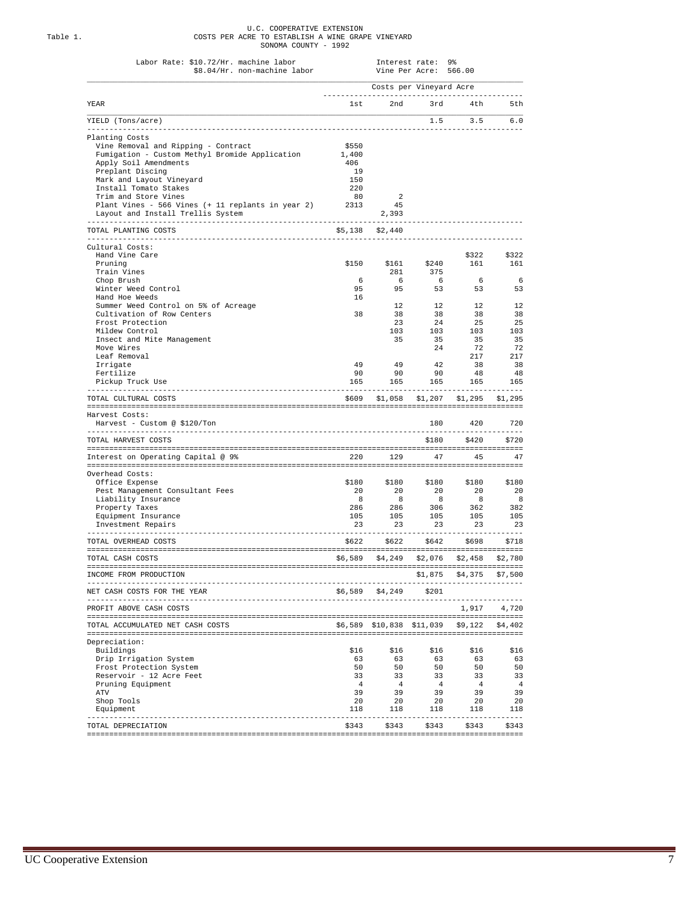Table 1.

U.C. COOPERATIVE EXTENSION
COSTS PER ACRE TO ESTABLISH A WINE GRAPE VINEYARD
SONOMA COUNTY - 1992

Labor Rate: $10.72/Hr. machine labor
$8.04/Hr. non-machine labor

Interest rate: 9%
Vine Per Acre: 566.00

| | Costs per Vineyard Acre | | | | |
|---|---|---|---|---|---|
| YEAR | 1st | 2nd | 3rd | 4th | 5th |
| YIELD (Tons/acre) | | | 1.5 | 3.5 | 6.0 |
| **Planting Costs** | | | | | |
| Vine Removal and Ripping - Contract | $550 | | | | |
| Fumigation - Custom Methyl Bromide Application | 1,400 | | | | |
| Apply Soil Amendments | 406 | | | | |
| Preplant Discing | 19 | | | | |
| Mark and Layout Vineyard | 150 | | | | |
| Install Tomato Stakes | 220 | | | | |
| Trim and Store Vines | 80 | 2 | | | |
| Plant Vines - 566 Vines (+ 11 replants in year 2) | 2313 | 45 | | | |
| Layout and Install Trellis System | | 2,393 | | | |
| TOTAL PLANTING COSTS | $5,138 | $2,440 | | | |
| **Cultural Costs:** | | | | | |
| Hand Vine Care | | | | $322 | $322 |
| Pruning | $150 | $161 | $240 | 161 | 161 |
| Train Vines | | 281 | 375 | | |
| Chop Brush | 6 | 6 | 6 | 6 | 6 |
| Winter Weed Control | 95 | 95 | 53 | 53 | 53 |
| Hand Hoe Weeds | 16 | | | | |
| Summer Weed Control on 5% of Acreage | | 12 | 12 | 12 | 12 |
| Cultivation of Row Centers | 38 | 38 | 38 | 38 | 38 |
| Frost Protection | | 23 | 24 | 25 | 25 |
| Mildew Control | | 103 | 103 | 103 | 103 |
| Insect and Mite Management | | 35 | 35 | 35 | 35 |
| Move Wires | | | 24 | 72 | 72 |
| Leaf Removal | | | | 217 | 217 |
| Irrigate | 49 | 49 | 42 | 38 | 38 |
| Fertilize | 90 | 90 | 90 | 48 | 48 |
| Pickup Truck Use | 165 | 165 | 165 | 165 | 165 |
| TOTAL CULTURAL COSTS | $609 | $1,058 | $1,207 | $1,295 | $1,295 |
| **Harvest Costs:** | | | | | |
| Harvest - Custom @ $120/Ton | | | 180 | 420 | 720 |
| TOTAL HARVEST COSTS | | | $180 | $420 | $720 |
| Interest on Operating Capital @ 9% | 220 | 129 | 47 | 45 | 47 |
| **Overhead Costs:** | | | | | |
| Office Expense | $180 | $180 | $180 | $180 | $180 |
| Pest Management Consultant Fees | 20 | 20 | 20 | 20 | 20 |
| Liability Insurance | 8 | 8 | 8 | 8 | 8 |
| Property Taxes | 286 | 286 | 306 | 362 | 382 |
| Equipment Insurance | 105 | 105 | 105 | 105 | 105 |
| Investment Repairs | 23 | 23 | 23 | 23 | 23 |
| TOTAL OVERHEAD COSTS | $622 | $622 | $642 | $698 | $718 |
| TOTAL CASH COSTS | $6,589 | $4,249 | $2,076 | $2,458 | $2,780 |
| INCOME FROM PRODUCTION | | | $1,875 | $4,375 | $7,500 |
| NET CASH COSTS FOR THE YEAR | $6,589 | $4,249 | $201 | | |
| PROFIT ABOVE CASH COSTS | | | | 1,917 | 4,720 |
| TOTAL ACCUMULATED NET CASH COSTS | $6,589 | $10,838 | $11,039 | $9,122 | $4,402 |
| **Depreciation:** | | | | | |
| Buildings | $16 | $16 | $16 | $16 | $16 |
| Drip Irrigation System | 63 | 63 | 63 | 63 | 63 |
| Frost Protection System | 50 | 50 | 50 | 50 | 50 |
| Reservoir - 12 Acre Feet | 33 | 33 | 33 | 33 | 33 |
| Pruning Equipment | 4 | 4 | 4 | 4 | 4 |
| ATV | 39 | 39 | 39 | 39 | 39 |
| Shop Tools | 20 | 20 | 20 | 20 | 20 |
| Equipment | 118 | 118 | 118 | 118 | 118 |
| TOTAL DEPRECIATION | $343 | $343 | $343 | $343 | $343 |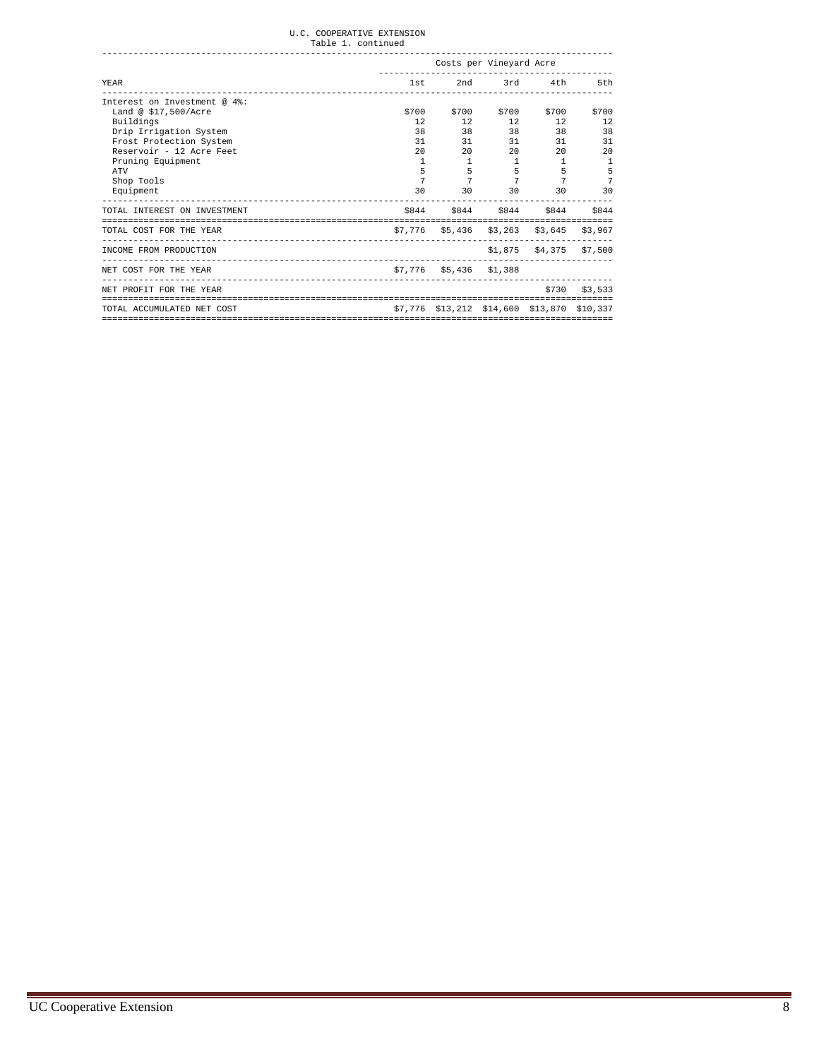U.C. COOPERATIVE EXTENSION
Table 1. continued

| | Costs per Vineyard Acre | | | | |
|---|---|---|---|---|---|
| YEAR | 1st | 2nd | 3rd | 4th | 5th |
| Interest on Investment @ 4%: | | | | | |
| Land @ $17,500/Acre | $700 | $700 | $700 | $700 | $700 |
| Buildings | 12 | 12 | 12 | 12 | 12 |
| Drip Irrigation System | 38 | 38 | 38 | 38 | 38 |
| Frost Protection System | 31 | 31 | 31 | 31 | 31 |
| Reservoir - 12 Acre Feet | 20 | 20 | 20 | 20 | 20 |
| Pruning Equipment | 1 | 1 | 1 | 1 | 1 |
| ATV | 5 | 5 | 5 | 5 | 5 |
| Shop Tools | 7 | 7 | 7 | 7 | 7 |
| Equipment | 30 | 30 | 30 | 30 | 30 |
| TOTAL INTEREST ON INVESTMENT | $844 | $844 | $844 | $844 | $844 |
| TOTAL COST FOR THE YEAR | $7,776 | $5,436 | $3,263 | $3,645 | $3,967 |
| INCOME FROM PRODUCTION | | | $1,875 | $4,375 | $7,500 |
| NET COST FOR THE YEAR | $7,776 | $5,436 | $1,388 | | |
| NET PROFIT FOR THE YEAR | | | | $730 | $3,533 |
| TOTAL ACCUMULATED NET COST | $7,776 | $13,212 | $14,600 | $13,870 | $10,337 |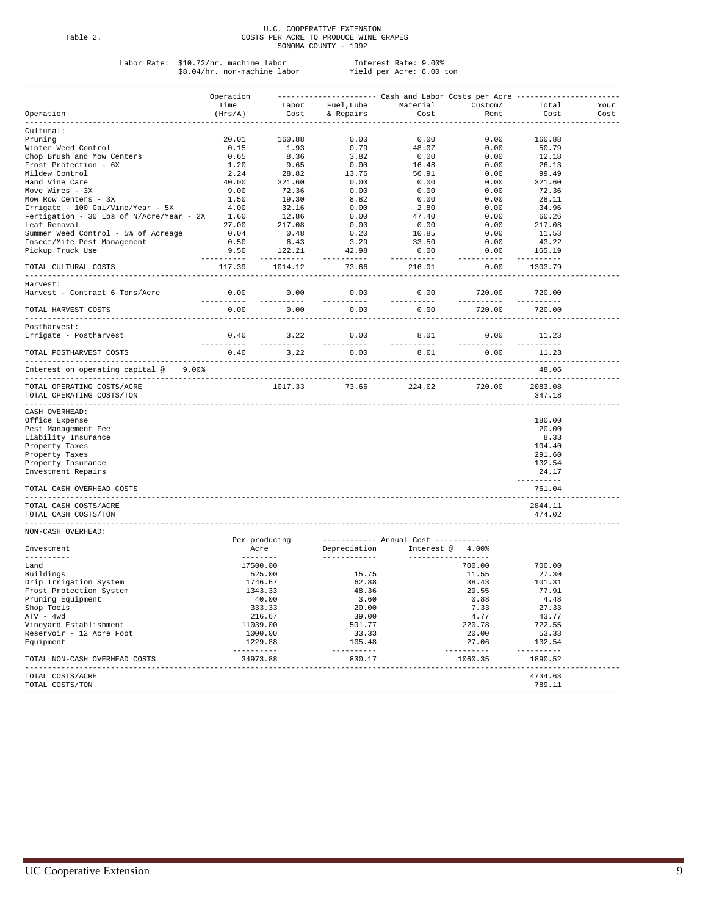Table 2.

U.C. COOPERATIVE EXTENSION
COSTS PER ACRE TO PRODUCE WINE GRAPES
SONOMA COUNTY - 1992

Labor Rate: $10.72/hr. machine labor
$8.04/hr. non-machine labor

Interest Rate: 9.00%
Yield per Acre: 6.00 ton

| Operation | Operation Time (Hrs/A) | Labor Cost | Fuel,Lube & Repairs | Material Cost | Custom/ Rent | Total Cost | Your Cost |
|---|---|---|---|---|---|---|---|
| | | Cash and Labor Costs per Acre | | | | | |
| **Cultural:** | | | | | | | |
| Pruning | 20.01 | 160.88 | 0.00 | 0.00 | 0.00 | 160.88 | |
| Winter Weed Control | 0.15 | 1.93 | 0.79 | 48.07 | 0.00 | 50.79 | |
| Chop Brush and Mow Centers | 0.65 | 8.36 | 3.82 | 0.00 | 0.00 | 12.18 | |
| Frost Protection - 6X | 1.20 | 9.65 | 0.00 | 16.48 | 0.00 | 26.13 | |
| Mildew Control | 2.24 | 28.82 | 13.76 | 56.91 | 0.00 | 99.49 | |
| Hand Vine Care | 40.00 | 321.60 | 0.00 | 0.00 | 0.00 | 321.60 | |
| Move Wires - 3X | 9.00 | 72.36 | 0.00 | 0.00 | 0.00 | 72.36 | |
| Mow Row Centers - 3X | 1.50 | 19.30 | 8.82 | 0.00 | 0.00 | 28.11 | |
| Irrigate - 100 Gal/Vine/Year - 5X | 4.00 | 32.16 | 0.00 | 2.80 | 0.00 | 34.96 | |
| Fertigation - 30 Lbs of N/Acre/Year - 2X | 1.60 | 12.86 | 0.00 | 47.40 | 0.00 | 60.26 | |
| Leaf Removal | 27.00 | 217.08 | 0.00 | 0.00 | 0.00 | 217.08 | |
| Summer Weed Control - 5% of Acreage | 0.04 | 0.48 | 0.20 | 10.85 | 0.00 | 11.53 | |
| Insect/Mite Pest Management | 0.50 | 6.43 | 3.29 | 33.50 | 0.00 | 43.22 | |
| Pickup Truck Use | 9.50 | 122.21 | 42.98 | 0.00 | 0.00 | 165.19 | |
| TOTAL CULTURAL COSTS | 117.39 | 1014.12 | 73.66 | 216.01 | 0.00 | 1303.79 | |
| **Harvest:** | | | | | | | |
| Harvest - Contract 6 Tons/Acre | 0.00 | 0.00 | 0.00 | 0.00 | 720.00 | 720.00 | |
| TOTAL HARVEST COSTS | 0.00 | 0.00 | 0.00 | 0.00 | 720.00 | 720.00 | |
| **Postharvest:** | | | | | | | |
| Irrigate - Postharvest | 0.40 | 3.22 | 0.00 | 8.01 | 0.00 | 11.23 | |
| TOTAL POSTHARVEST COSTS | 0.40 | 3.22 | 0.00 | 8.01 | 0.00 | 11.23 | |
| Interest on operating capital @ 9.00% | | | | | | 48.06 | |
| TOTAL OPERATING COSTS/ACRE | | 1017.33 | 73.66 | 224.02 | 720.00 | 2083.08 | |
| TOTAL OPERATING COSTS/TON | | | | | | 347.18 | |
| **CASH OVERHEAD:** | | | | | | | |
| Office Expense | | | | | | 180.00 | |
| Pest Management Fee | | | | | | 20.00 | |
| Liability Insurance | | | | | | 8.33 | |
| Property Taxes | | | | | | 104.40 | |
| Property Taxes | | | | | | 291.60 | |
| Property Insurance | | | | | | 132.54 | |
| Investment Repairs | | | | | | 24.17 | |
| TOTAL CASH OVERHEAD COSTS | | | | | | 761.04 | |
| TOTAL CASH COSTS/ACRE | | | | | | 2844.11 | |
| TOTAL CASH COSTS/TON | | | | | | 474.02 | |

NON-CASH OVERHEAD:

| Investment | Per producing Acre | Annual Cost: Depreciation | Annual Cost: Interest @ 4.00% | Total Cost | Your Cost |
|---|---|---|---|---|---|
| Land | 17500.00 | | 700.00 | 700.00 | |
| Buildings | 525.00 | 15.75 | 11.55 | 27.30 | |
| Drip Irrigation System | 1746.67 | 62.88 | 38.43 | 101.31 | |
| Frost Protection System | 1343.33 | 48.36 | 29.55 | 77.91 | |
| Pruning Equipment | 40.00 | 3.60 | 0.88 | 4.48 | |
| Shop Tools | 333.33 | 20.00 | 7.33 | 27.33 | |
| ATV - 4wd | 216.67 | 39.00 | 4.77 | 43.77 | |
| Vineyard Establishment | 11039.00 | 501.77 | 220.78 | 722.55 | |
| Reservoir - 12 Acre Foot | 1000.00 | 33.33 | 20.00 | 53.33 | |
| Equipment | 1229.88 | 105.48 | 27.06 | 132.54 | |
| TOTAL NON-CASH OVERHEAD COSTS | 34973.88 | 830.17 | 1060.35 | 1890.52 | |
| TOTAL COSTS/ACRE | | | | 4734.63 | |
| TOTAL COSTS/TON | | | | 789.11 | |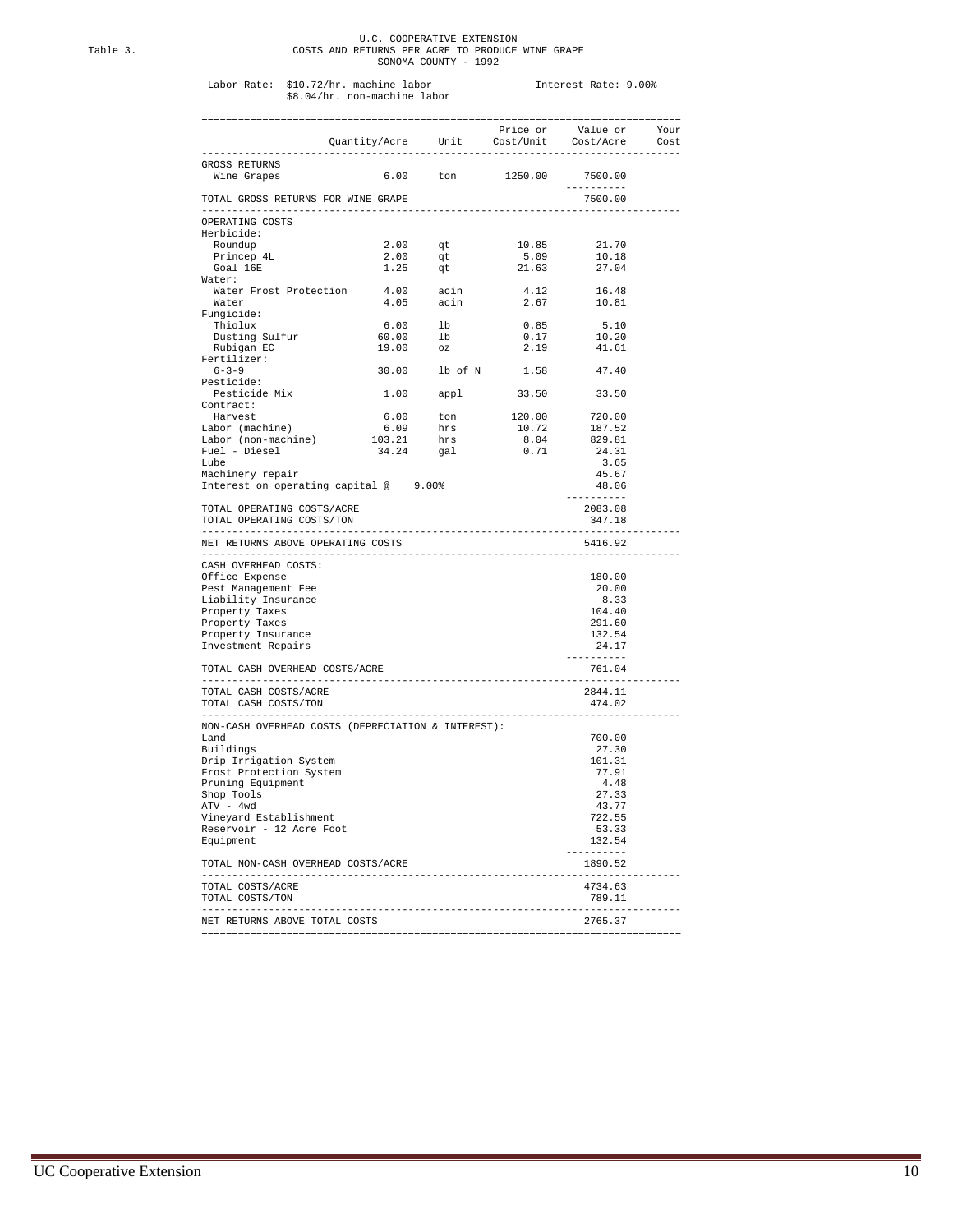Table 3.

U.C. COOPERATIVE EXTENSION
COSTS AND RETURNS PER ACRE TO PRODUCE WINE GRAPE
SONOMA COUNTY - 1992

Labor Rate: $10.72/hr. machine labor, $8.04/hr. non-machine labor — Interest Rate: 9.00%

| | Quantity/Acre | Unit | Price or Cost/Unit | Value or Cost/Acre | Your Cost |
|---|---|---|---|---|---|
| GROSS RETURNS | | | | | |
| Wine Grapes | 6.00 | ton | 1250.00 | 7500.00 | |
| TOTAL GROSS RETURNS FOR WINE GRAPE | | | | 7500.00 | |
| OPERATING COSTS | | | | | |
| Herbicide: | | | | | |
| Roundup | 2.00 | qt | 10.85 | 21.70 | |
| Princep 4L | 2.00 | qt | 5.09 | 10.18 | |
| Goal 16E | 1.25 | qt | 21.63 | 27.04 | |
| Water: | | | | | |
| Water Frost Protection | 4.00 | acin | 4.12 | 16.48 | |
| Water | 4.05 | acin | 2.67 | 10.81 | |
| Fungicide: | | | | | |
| Thiolux | 6.00 | lb | 0.85 | 5.10 | |
| Dusting Sulfur | 60.00 | lb | 0.17 | 10.20 | |
| Rubigan EC | 19.00 | oz | 2.19 | 41.61 | |
| Fertilizer: | | | | | |
| 6-3-9 | 30.00 | lb of N | 1.58 | 47.40 | |
| Pesticide: | | | | | |
| Pesticide Mix | 1.00 | appl | 33.50 | 33.50 | |
| Contract: | | | | | |
| Harvest | 6.00 | ton | 120.00 | 720.00 | |
| Labor (machine) | 6.09 | hrs | 10.72 | 187.52 | |
| Labor (non-machine) | 103.21 | hrs | 8.04 | 829.81 | |
| Fuel - Diesel | 34.24 | gal | 0.71 | 24.31 | |
| Lube | | | | 3.65 | |
| Machinery repair | | | | 45.67 | |
| Interest on operating capital @ 9.00% | | | | 48.06 | |
| TOTAL OPERATING COSTS/ACRE | | | | 2083.08 | |
| TOTAL OPERATING COSTS/TON | | | | 347.18 | |
| NET RETURNS ABOVE OPERATING COSTS | | | | 5416.92 | |
| CASH OVERHEAD COSTS: | | | | | |
| Office Expense | | | | 180.00 | |
| Pest Management Fee | | | | 20.00 | |
| Liability Insurance | | | | 8.33 | |
| Property Taxes | | | | 104.40 | |
| Property Taxes | | | | 291.60 | |
| Property Insurance | | | | 132.54 | |
| Investment Repairs | | | | 24.17 | |
| TOTAL CASH OVERHEAD COSTS/ACRE | | | | 761.04 | |
| TOTAL CASH COSTS/ACRE | | | | 2844.11 | |
| TOTAL CASH COSTS/TON | | | | 474.02 | |
| NON-CASH OVERHEAD COSTS (DEPRECIATION & INTEREST): | | | | | |
| Land | | | | 700.00 | |
| Buildings | | | | 27.30 | |
| Drip Irrigation System | | | | 101.31 | |
| Frost Protection System | | | | 77.91 | |
| Pruning Equipment | | | | 4.48 | |
| Shop Tools | | | | 27.33 | |
| ATV - 4wd | | | | 43.77 | |
| Vineyard Establishment | | | | 722.55 | |
| Reservoir - 12 Acre Foot | | | | 53.33 | |
| Equipment | | | | 132.54 | |
| TOTAL NON-CASH OVERHEAD COSTS/ACRE | | | | 1890.52 | |
| TOTAL COSTS/ACRE | | | | 4734.63 | |
| TOTAL COSTS/TON | | | | 789.11 | |
| NET RETURNS ABOVE TOTAL COSTS | | | | 2765.37 | |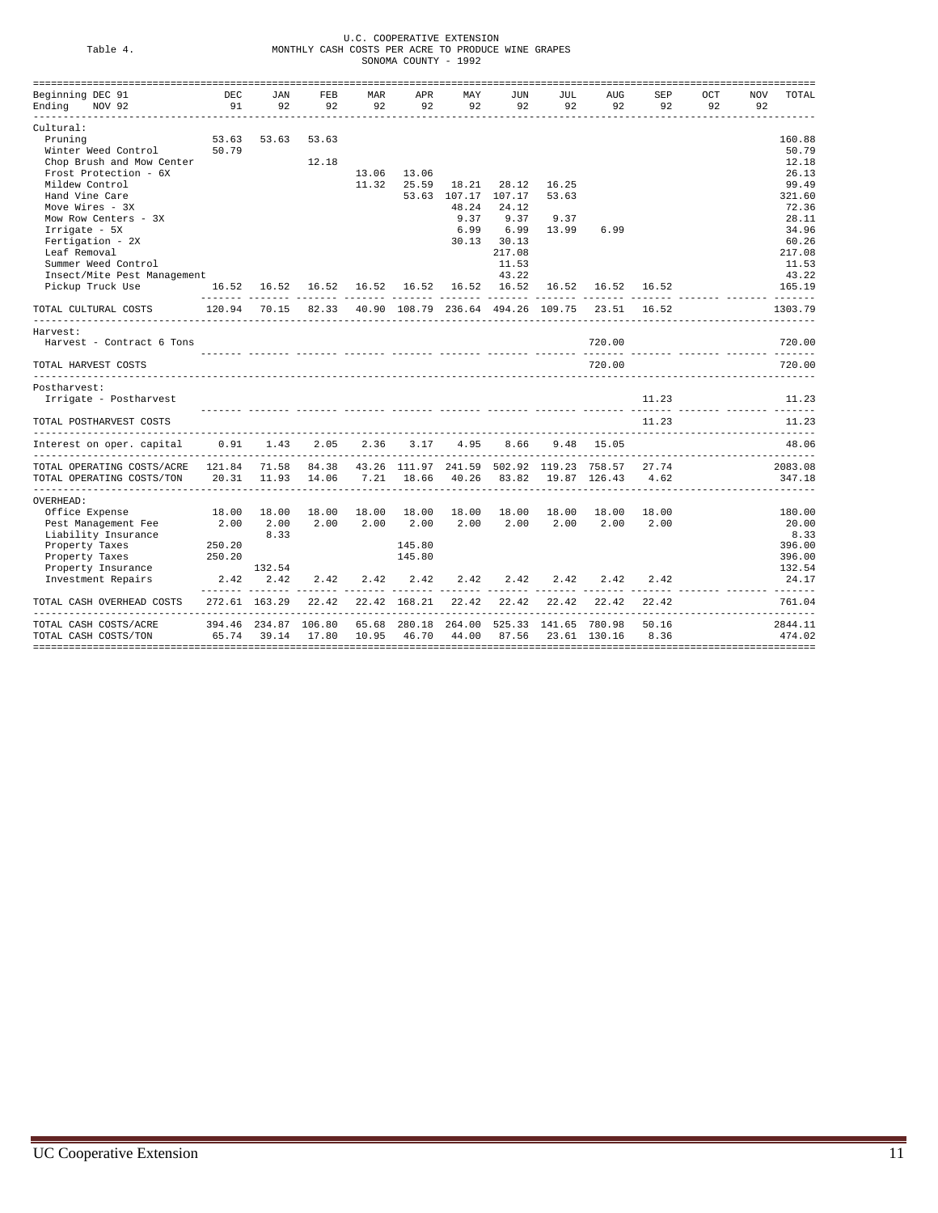U.C. COOPERATIVE EXTENSION

Table 4. MONTHLY CASH COSTS PER ACRE TO PRODUCE WINE GRAPES

SONOMA COUNTY - 1992

| Beginning DEC 91 Ending NOV 92 | DEC 91 | JAN 92 | FEB 92 | MAR 92 | APR 92 | MAY 92 | JUN 92 | JUL 92 | AUG 92 | SEP 92 | OCT 92 | NOV 92 | TOTAL |
|---|---|---|---|---|---|---|---|---|---|---|---|---|---|
| Cultural: | | | | | | | | | | | | | |
| Pruning | 53.63 | 53.63 | 53.63 | | | | | | | | | | 160.88 |
| Winter Weed Control | 50.79 | | | | | | | | | | | | 50.79 |
| Chop Brush and Mow Center | | | 12.18 | | | | | | | | | | 12.18 |
| Frost Protection - 6X | | | | 13.06 | 13.06 | | | | | | | | 26.13 |
| Mildew Control | | | | 11.32 | 25.59 | 18.21 | 28.12 | 16.25 | | | | | 99.49 |
| Hand Vine Care | | | | | 53.63 | 107.17 | 107.17 | 53.63 | | | | | 321.60 |
| Move Wires - 3X | | | | | | 48.24 | 24.12 | | | | | | 72.36 |
| Mow Row Centers - 3X | | | | | | 9.37 | 9.37 | 9.37 | | | | | 28.11 |
| Irrigate - 5X | | | | | | 6.99 | 6.99 | 13.99 | 6.99 | | | | 34.96 |
| Fertigation - 2X | | | | | | 30.13 | 30.13 | | | | | | 60.26 |
| Leaf Removal | | | | | | | 217.08 | | | | | | 217.08 |
| Summer Weed Control | | | | | | | 11.53 | | | | | | 11.53 |
| Insect/Mite Pest Management | | | | | | | 43.22 | | | | | | 43.22 |
| Pickup Truck Use | 16.52 | 16.52 | 16.52 | 16.52 | 16.52 | 16.52 | 16.52 | 16.52 | 16.52 | 16.52 | | | 165.19 |
| TOTAL CULTURAL COSTS | 120.94 | 70.15 | 82.33 | 40.90 | 108.79 | 236.64 | 494.26 | 109.75 | 23.51 | 16.52 | | | 1303.79 |
| Harvest: | | | | | | | | | | | | | |
| Harvest - Contract 6 Tons | | | | | | | | | 720.00 | | | | 720.00 |
| TOTAL HARVEST COSTS | | | | | | | | | 720.00 | | | | 720.00 |
| Postharvest: | | | | | | | | | | | | | |
| Irrigate - Postharvest | | | | | | | | | | 11.23 | | | 11.23 |
| TOTAL POSTHARVEST COSTS | | | | | | | | | | 11.23 | | | 11.23 |
| Interest on oper. capital | 0.91 | 1.43 | 2.05 | 2.36 | 3.17 | 4.95 | 8.66 | 9.48 | 15.05 | | | | 48.06 |
| TOTAL OPERATING COSTS/ACRE | 121.84 | 71.58 | 84.38 | 43.26 | 111.97 | 241.59 | 502.92 | 119.23 | 758.57 | 27.74 | | | 2083.08 |
| TOTAL OPERATING COSTS/TON | 20.31 | 11.93 | 14.06 | 7.21 | 18.66 | 40.26 | 83.82 | 19.87 | 126.43 | 4.62 | | | 347.18 |
| OVERHEAD: | | | | | | | | | | | | | |
| Office Expense | 18.00 | 18.00 | 18.00 | 18.00 | 18.00 | 18.00 | 18.00 | 18.00 | 18.00 | 18.00 | | | 180.00 |
| Pest Management Fee | 2.00 | 2.00 | 2.00 | 2.00 | 2.00 | 2.00 | 2.00 | 2.00 | 2.00 | 2.00 | | | 20.00 |
| Liability Insurance | | 8.33 | | | | | | | | | | | 8.33 |
| Property Taxes | 250.20 | | | | 145.80 | | | | | | | | 396.00 |
| Property Taxes | 250.20 | | | | 145.80 | | | | | | | | 396.00 |
| Property Insurance | | 132.54 | | | | | | | | | | | 132.54 |
| Investment Repairs | 2.42 | 2.42 | 2.42 | 2.42 | 2.42 | 2.42 | 2.42 | 2.42 | 2.42 | 2.42 | | | 24.17 |
| TOTAL CASH OVERHEAD COSTS | 272.61 | 163.29 | 22.42 | 22.42 | 168.21 | 22.42 | 22.42 | 22.42 | 22.42 | 22.42 | | | 761.04 |
| TOTAL CASH COSTS/ACRE | 394.46 | 234.87 | 106.80 | 65.68 | 280.18 | 264.00 | 525.33 | 141.65 | 780.98 | 50.16 | | | 2844.11 |
| TOTAL CASH COSTS/TON | 65.74 | 39.14 | 17.80 | 10.95 | 46.70 | 44.00 | 87.56 | 23.61 | 130.16 | 8.36 | | | 474.02 |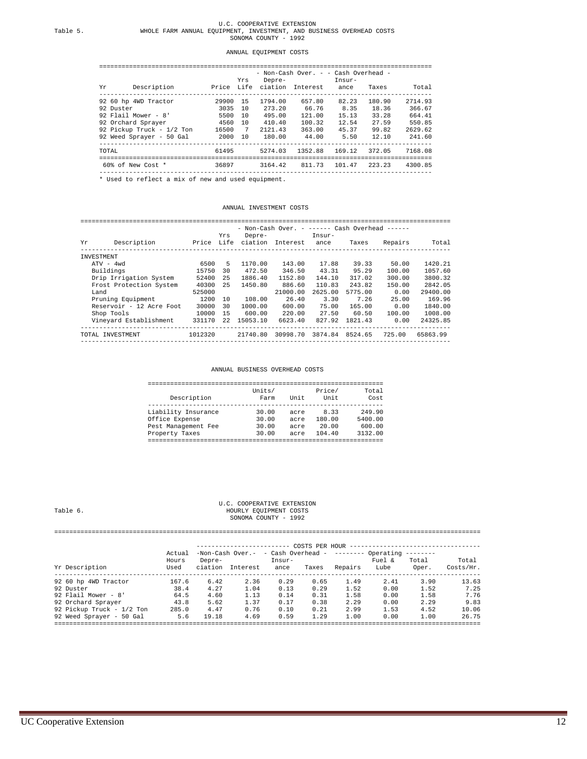U.C. COOPERATIVE EXTENSION

Table 5. WHOLE FARM ANNUAL EQUIPMENT, INVESTMENT, AND BUSINESS OVERHEAD COSTS

SONOMA COUNTY - 1992

## ANNUAL EQUIPMENT COSTS

| Yr | Description | Price | Yrs Life | Non-Cash Over. Depreciation | Non-Cash Over. Interest | Cash Overhead Insurance | Cash Overhead Taxes | Total |
|---|---|---|---|---|---|---|---|---|
| 92 | 60 hp 4WD Tractor | 29900 | 15 | 1794.00 | 657.80 | 82.23 | 180.90 | 2714.93 |
| 92 | Duster | 3035 | 10 | 273.20 | 66.76 | 8.35 | 18.36 | 366.67 |
| 92 | Flail Mower - 8' | 5500 | 10 | 495.00 | 121.00 | 15.13 | 33.28 | 664.41 |
| 92 | Orchard Sprayer | 4560 | 10 | 410.40 | 100.32 | 12.54 | 27.59 | 550.85 |
| 92 | Pickup Truck - 1/2 Ton | 16500 | 7 | 2121.43 | 363.00 | 45.37 | 99.82 | 2629.62 |
| 92 | Weed Sprayer - 50 Gal | 2000 | 10 | 180.00 | 44.00 | 5.50 | 12.10 | 241.60 |
| TOTAL | | 61495 | | 5274.03 | 1352.88 | 169.12 | 372.05 | 7168.08 |
| 60% of New Cost * | | 36897 | | 3164.42 | 811.73 | 101.47 | 223.23 | 4300.85 |

* Used to reflect a mix of new and used equipment.

## ANNUAL INVESTMENT COSTS

| Yr | Description | Price | Yrs Life | Non-Cash Over. Depreciation | Non-Cash Over. Interest | Cash Overhead Insurance | Cash Overhead Taxes | Cash Overhead Repairs | Total |
|---|---|---|---|---|---|---|---|---|---|
| INVESTMENT | | | | | | | | | |
| | ATV - 4wd | 6500 | 5 | 1170.00 | 143.00 | 17.88 | 39.33 | 50.00 | 1420.21 |
| | Buildings | 15750 | 30 | 472.50 | 346.50 | 43.31 | 95.29 | 100.00 | 1057.60 |
| | Drip Irrigation System | 52400 | 25 | 1886.40 | 1152.80 | 144.10 | 317.02 | 300.00 | 3800.32 |
| | Frost Protection System | 40300 | 25 | 1450.80 | 886.60 | 110.83 | 243.82 | 150.00 | 2842.05 |
| | Land | 525000 | | | 21000.00 | 2625.00 | 5775.00 | 0.00 | 29400.00 |
| | Pruning Equipment | 1200 | 10 | 108.00 | 26.40 | 3.30 | 7.26 | 25.00 | 169.96 |
| | Reservoir - 12 Acre Foot | 30000 | 30 | 1000.00 | 600.00 | 75.00 | 165.00 | 0.00 | 1840.00 |
| | Shop Tools | 10000 | 15 | 600.00 | 220.00 | 27.50 | 60.50 | 100.00 | 1008.00 |
| | Vineyard Establishment | 331170 | 22 | 15053.10 | 6623.40 | 827.92 | 1821.43 | 0.00 | 24325.85 |
| TOTAL INVESTMENT | | 1012320 | | 21740.80 | 30998.70 | 3874.84 | 8524.65 | 725.00 | 65863.99 |

## ANNUAL BUSINESS OVERHEAD COSTS

| Description | Units/ Farm | Unit | Price/ Unit | Total Cost |
|---|---|---|---|---|
| Liability Insurance | 30.00 | acre | 8.33 | 249.90 |
| Office Expense | 30.00 | acre | 180.00 | 5400.00 |
| Pest Management Fee | 30.00 | acre | 20.00 | 600.00 |
| Property Taxes | 30.00 | acre | 104.40 | 3132.00 |

U.C. COOPERATIVE EXTENSION

Table 6. HOURLY EQUIPMENT COSTS

SONOMA COUNTY - 1992

| Yr Description | Actual Hours Used | COSTS PER HOUR: Non-Cash Over. Depreciation | Non-Cash Over. Interest | Cash Overhead Insurance | Cash Overhead Taxes | Operating Repairs | Operating Fuel & Lube | Operating Total Oper. | Total Costs/Hr. |
|---|---|---|---|---|---|---|---|---|---|
| 92 60 hp 4WD Tractor | 167.6 | 6.42 | 2.36 | 0.29 | 0.65 | 1.49 | 2.41 | 3.90 | 13.63 |
| 92 Duster | 38.4 | 4.27 | 1.04 | 0.13 | 0.29 | 1.52 | 0.00 | 1.52 | 7.25 |
| 92 Flail Mower - 8' | 64.5 | 4.60 | 1.13 | 0.14 | 0.31 | 1.58 | 0.00 | 1.58 | 7.76 |
| 92 Orchard Sprayer | 43.8 | 5.62 | 1.37 | 0.17 | 0.38 | 2.29 | 0.00 | 2.29 | 9.83 |
| 92 Pickup Truck - 1/2 Ton | 285.0 | 4.47 | 0.76 | 0.10 | 0.21 | 2.99 | 1.53 | 4.52 | 10.06 |
| 92 Weed Sprayer - 50 Gal | 5.6 | 19.18 | 4.69 | 0.59 | 1.29 | 1.00 | 0.00 | 1.00 | 26.75 |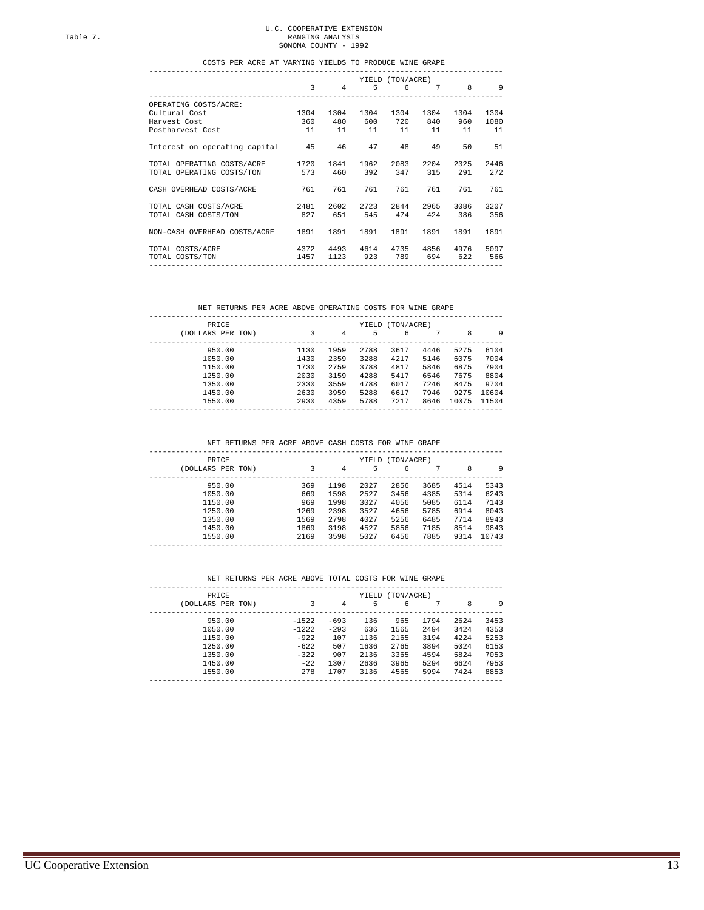Table 7.

U.C. COOPERATIVE EXTENSION
RANGING ANALYSIS
SONOMA COUNTY - 1992

COSTS PER ACRE AT VARYING YIELDS TO PRODUCE WINE GRAPE

| | YIELD (TON/ACRE) | | | | | | |
|---|---|---|---|---|---|---|---|
| | 3 | 4 | 5 | 6 | 7 | 8 | 9 |
| OPERATING COSTS/ACRE: | | | | | | | |
| Cultural Cost | 1304 | 1304 | 1304 | 1304 | 1304 | 1304 | 1304 |
| Harvest Cost | 360 | 480 | 600 | 720 | 840 | 960 | 1080 |
| Postharvest Cost | 11 | 11 | 11 | 11 | 11 | 11 | 11 |
| Interest on operating capital | 45 | 46 | 47 | 48 | 49 | 50 | 51 |
| TOTAL OPERATING COSTS/ACRE | 1720 | 1841 | 1962 | 2083 | 2204 | 2325 | 2446 |
| TOTAL OPERATING COSTS/TON | 573 | 460 | 392 | 347 | 315 | 291 | 272 |
| CASH OVERHEAD COSTS/ACRE | 761 | 761 | 761 | 761 | 761 | 761 | 761 |
| TOTAL CASH COSTS/ACRE | 2481 | 2602 | 2723 | 2844 | 2965 | 3086 | 3207 |
| TOTAL CASH COSTS/TON | 827 | 651 | 545 | 474 | 424 | 386 | 356 |
| NON-CASH OVERHEAD COSTS/ACRE | 1891 | 1891 | 1891 | 1891 | 1891 | 1891 | 1891 |
| TOTAL COSTS/ACRE | 4372 | 4493 | 4614 | 4735 | 4856 | 4976 | 5097 |
| TOTAL COSTS/TON | 1457 | 1123 | 923 | 789 | 694 | 622 | 566 |

NET RETURNS PER ACRE ABOVE OPERATING COSTS FOR WINE GRAPE

| PRICE | YIELD (TON/ACRE) | | | | | | |
|---|---|---|---|---|---|---|---|
| (DOLLARS PER TON) | 3 | 4 | 5 | 6 | 7 | 8 | 9 |
| 950.00 | 1130 | 1959 | 2788 | 3617 | 4446 | 5275 | 6104 |
| 1050.00 | 1430 | 2359 | 3288 | 4217 | 5146 | 6075 | 7004 |
| 1150.00 | 1730 | 2759 | 3788 | 4817 | 5846 | 6875 | 7904 |
| 1250.00 | 2030 | 3159 | 4288 | 5417 | 6546 | 7675 | 8804 |
| 1350.00 | 2330 | 3559 | 4788 | 6017 | 7246 | 8475 | 9704 |
| 1450.00 | 2630 | 3959 | 5288 | 6617 | 7946 | 9275 | 10604 |
| 1550.00 | 2930 | 4359 | 5788 | 7217 | 8646 | 10075 | 11504 |

NET RETURNS PER ACRE ABOVE CASH COSTS FOR WINE GRAPE

| PRICE | YIELD (TON/ACRE) | | | | | | |
|---|---|---|---|---|---|---|---|
| (DOLLARS PER TON) | 3 | 4 | 5 | 6 | 7 | 8 | 9 |
| 950.00 | 369 | 1198 | 2027 | 2856 | 3685 | 4514 | 5343 |
| 1050.00 | 669 | 1598 | 2527 | 3456 | 4385 | 5314 | 6243 |
| 1150.00 | 969 | 1998 | 3027 | 4056 | 5085 | 6114 | 7143 |
| 1250.00 | 1269 | 2398 | 3527 | 4656 | 5785 | 6914 | 8043 |
| 1350.00 | 1569 | 2798 | 4027 | 5256 | 6485 | 7714 | 8943 |
| 1450.00 | 1869 | 3198 | 4527 | 5856 | 7185 | 8514 | 9843 |
| 1550.00 | 2169 | 3598 | 5027 | 6456 | 7885 | 9314 | 10743 |

NET RETURNS PER ACRE ABOVE TOTAL COSTS FOR WINE GRAPE

| PRICE | YIELD (TON/ACRE) | | | | | | |
|---|---|---|---|---|---|---|---|
| (DOLLARS PER TON) | 3 | 4 | 5 | 6 | 7 | 8 | 9 |
| 950.00 | -1522 | -693 | 136 | 965 | 1794 | 2624 | 3453 |
| 1050.00 | -1222 | -293 | 636 | 1565 | 2494 | 3424 | 4353 |
| 1150.00 | -922 | 107 | 1136 | 2165 | 3194 | 4224 | 5253 |
| 1250.00 | -622 | 507 | 1636 | 2765 | 3894 | 5024 | 6153 |
| 1350.00 | -322 | 907 | 2136 | 3365 | 4594 | 5824 | 7053 |
| 1450.00 | -22 | 1307 | 2636 | 3965 | 5294 | 6624 | 7953 |
| 1550.00 | 278 | 1707 | 3136 | 4565 | 5994 | 7424 | 8853 |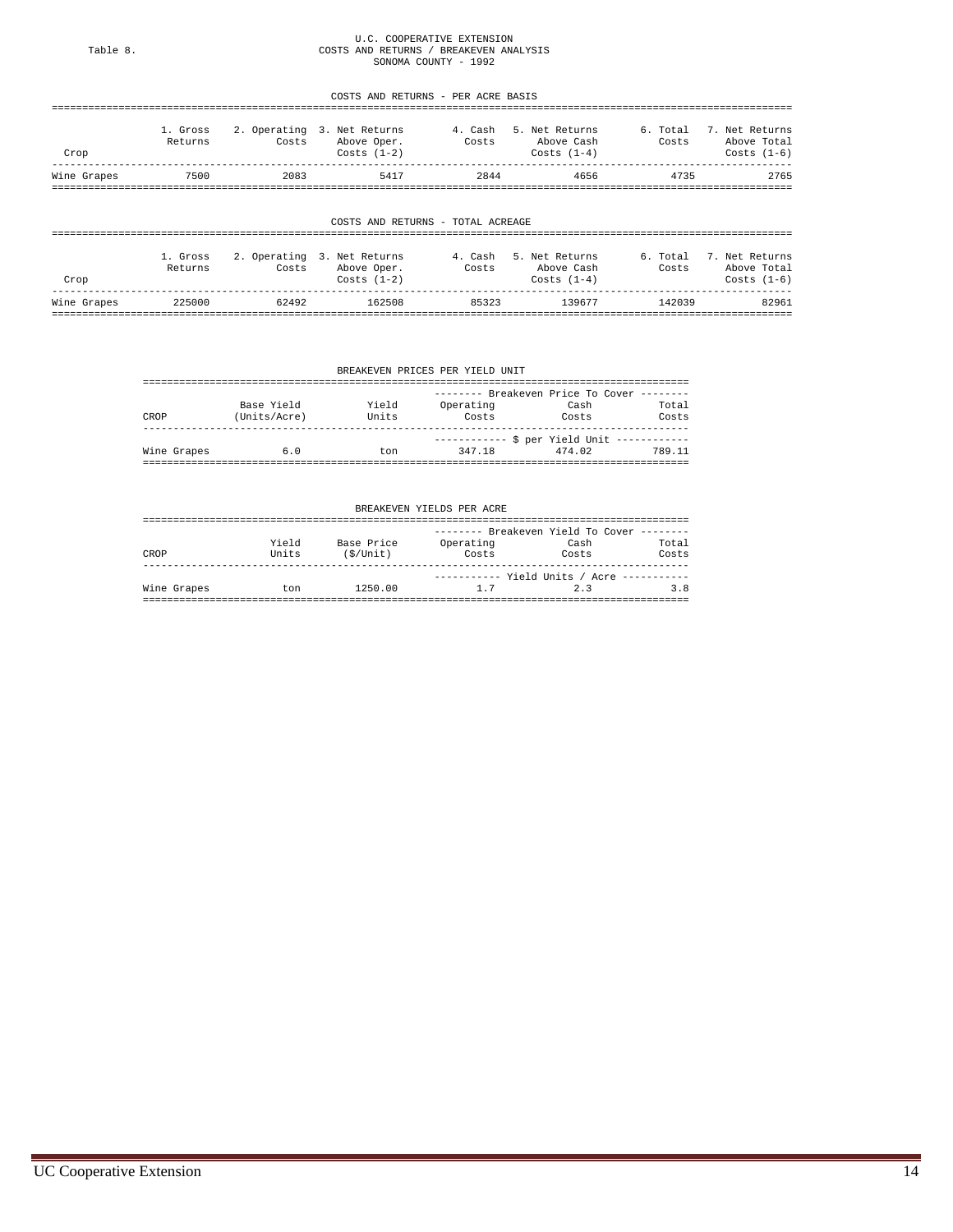Table 8.

U.C. COOPERATIVE EXTENSION
COSTS AND RETURNS / BREAKEVEN ANALYSIS
SONOMA COUNTY - 1992

COSTS AND RETURNS - PER ACRE BASIS

| Crop | 1. Gross Returns | 2. Operating Costs | 3. Net Returns Above Oper. Costs (1-2) | 4. Cash Costs | 5. Net Returns Above Cash Costs (1-4) | 6. Total Costs | 7. Net Returns Above Total Costs (1-6) |
|---|---|---|---|---|---|---|---|
| Wine Grapes | 7500 | 2083 | 5417 | 2844 | 4656 | 4735 | 2765 |

COSTS AND RETURNS - TOTAL ACREAGE

| Crop | 1. Gross Returns | 2. Operating Costs | 3. Net Returns Above Oper. Costs (1-2) | 4. Cash Costs | 5. Net Returns Above Cash Costs (1-4) | 6. Total Costs | 7. Net Returns Above Total Costs (1-6) |
|---|---|---|---|---|---|---|---|
| Wine Grapes | 225000 | 62492 | 162508 | 85323 | 139677 | 142039 | 82961 |

BREAKEVEN PRICES PER YIELD UNIT

| | | | -------- Breakeven Price To Cover -------- | | |
|---|---|---|---|---|---|
| CROP | Base Yield (Units/Acre) | Yield Units | Operating Costs | Cash Costs | Total Costs |
| | | | ----------- $ per Yield Unit ----------- | | |
| Wine Grapes | 6.0 | ton | 347.18 | 474.02 | 789.11 |

BREAKEVEN YIELDS PER ACRE

| | | | -------- Breakeven Yield To Cover -------- | | |
|---|---|---|---|---|---|
| CROP | Yield Units | Base Price ($/Unit) | Operating Costs | Cash Costs | Total Costs |
| | | | ----------- Yield Units / Acre ----------- | | |
| Wine Grapes | ton | 1250.00 | 1.7 | 2.3 | 3.8 |